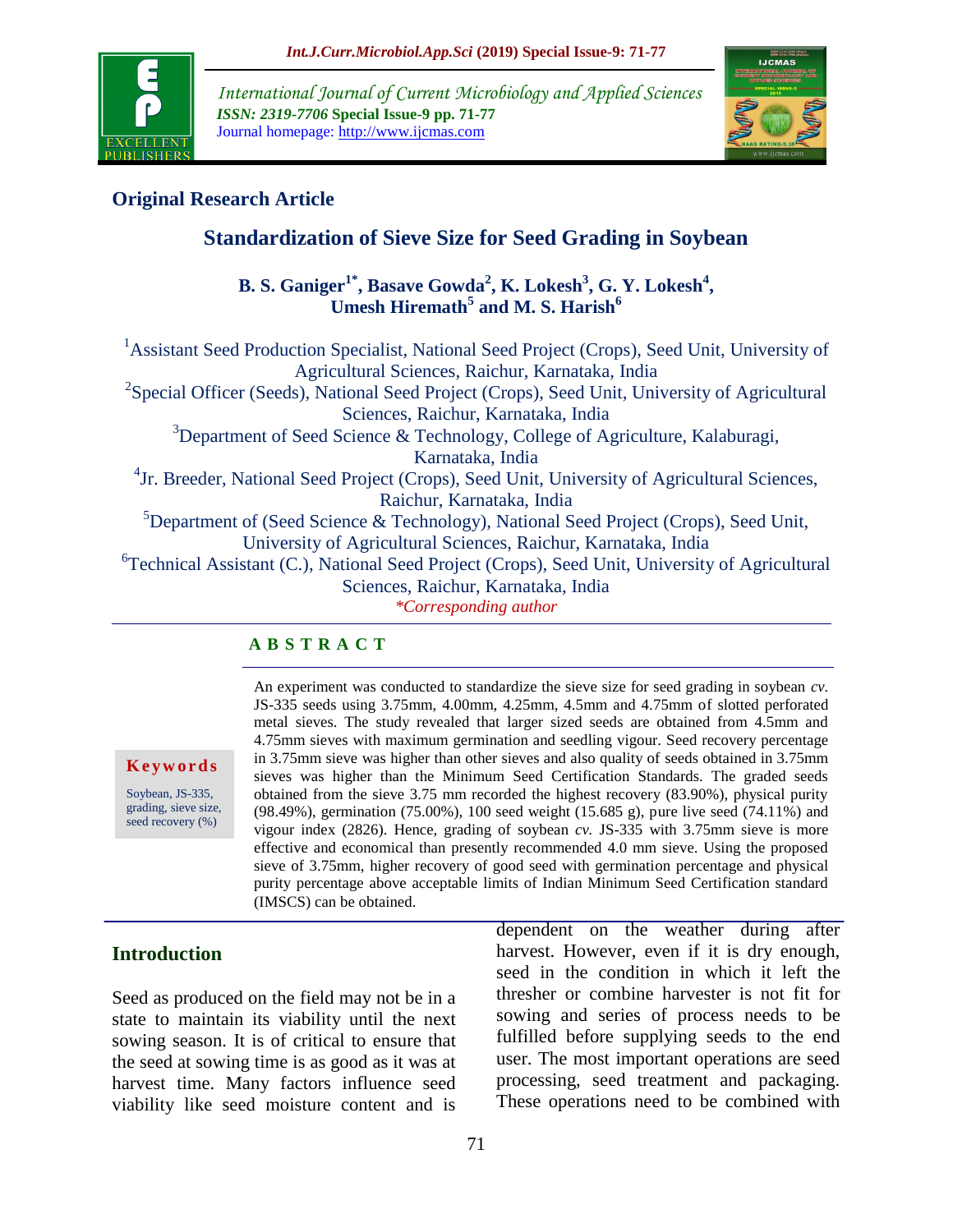International Journal of Current Microbiology and Applied Sciences
*ISSN: 2319-7706* **Special Issue-9 pp. 71-77**
Journal homepage: http://www.ijcmas.com

## Original Research Article

# Standardization of Sieve Size for Seed Grading in Soybean

**B. S. Ganiger[1*], Basave Gowda[2], K. Lokesh[3], G. Y. Lokesh[4], Umesh Hiremath[5] and M. S. Harish[6]**

[1]Assistant Seed Production Specialist, National Seed Project (Crops), Seed Unit, University of Agricultural Sciences, Raichur, Karnataka, India
[2]Special Officer (Seeds), National Seed Project (Crops), Seed Unit, University of Agricultural Sciences, Raichur, Karnataka, India
[3]Department of Seed Science & Technology, College of Agriculture, Kalaburagi, Karnataka, India
[4]Jr. Breeder, National Seed Project (Crops), Seed Unit, University of Agricultural Sciences, Raichur, Karnataka, India
[5]Department of (Seed Science & Technology), National Seed Project (Crops), Seed Unit, University of Agricultural Sciences, Raichur, Karnataka, India
[6]Technical Assistant (C.), National Seed Project (Crops), Seed Unit, University of Agricultural Sciences, Raichur, Karnataka, India

*Corresponding author*

### ABSTRACT

**Keywords**

Soybean, JS-335, grading, sieve size, seed recovery (%)

An experiment was conducted to standardize the sieve size for seed grading in soybean *cv.* JS-335 seeds using 3.75mm, 4.00mm, 4.25mm, 4.5mm and 4.75mm of slotted perforated metal sieves. The study revealed that larger sized seeds are obtained from 4.5mm and 4.75mm sieves with maximum germination and seedling vigour. Seed recovery percentage in 3.75mm sieve was higher than other sieves and also quality of seeds obtained in 3.75mm sieves was higher than the Minimum Seed Certification Standards. The graded seeds obtained from the sieve 3.75 mm recorded the highest recovery (83.90%), physical purity (98.49%), germination (75.00%), 100 seed weight (15.685 g), pure live seed (74.11%) and vigour index (2826). Hence, grading of soybean *cv.* JS-335 with 3.75mm sieve is more effective and economical than presently recommended 4.0 mm sieve. Using the proposed sieve of 3.75mm, higher recovery of good seed with germination percentage and physical purity percentage above acceptable limits of Indian Minimum Seed Certification standard (IMSCS) can be obtained.

## Introduction

Seed as produced on the field may not be in a state to maintain its viability until the next sowing season. It is of critical to ensure that the seed at sowing time is as good as it was at harvest time. Many factors influence seed viability like seed moisture content and is dependent on the weather during after harvest. However, even if it is dry enough, seed in the condition in which it left the thresher or combine harvester is not fit for sowing and series of process needs to be fulfilled before supplying seeds to the end user. The most important operations are seed processing, seed treatment and packaging. These operations need to be combined with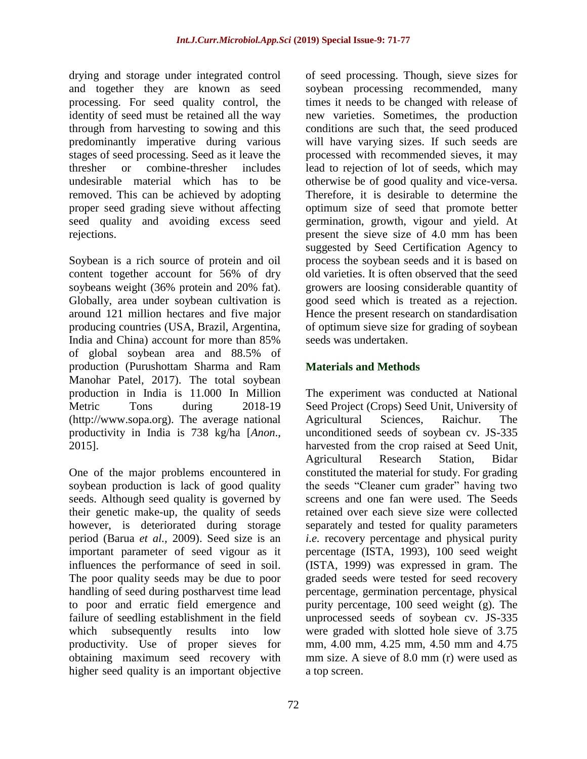drying and storage under integrated control and together they are known as seed processing. For seed quality control, the identity of seed must be retained all the way through from harvesting to sowing and this predominantly imperative during various stages of seed processing. Seed as it leave the thresher or combine-thresher includes undesirable material which has to be removed. This can be achieved by adopting proper seed grading sieve without affecting seed quality and avoiding excess seed rejections.

Soybean is a rich source of protein and oil content together account for 56% of dry soybeans weight (36% protein and 20% fat). Globally, area under soybean cultivation is around 121 million hectares and five major producing countries (USA, Brazil, Argentina, India and China) account for more than 85% of global soybean area and 88.5% of production (Purushottam Sharma and Ram Manohar Patel, 2017). The total soybean production in India is 11.000 In Million Metric Tons during 2018-19 (http://www.sopa.org). The average national productivity in India is 738 kg/ha [*Anon*., 2015].

One of the major problems encountered in soybean production is lack of good quality seeds. Although seed quality is governed by their genetic make-up, the quality of seeds however, is deteriorated during storage period (Barua *et al.*, 2009). Seed size is an important parameter of seed vigour as it influences the performance of seed in soil. The poor quality seeds may be due to poor handling of seed during postharvest time lead to poor and erratic field emergence and failure of seedling establishment in the field which subsequently results into low productivity. Use of proper sieves for obtaining maximum seed recovery with higher seed quality is an important objective of seed processing. Though, sieve sizes for soybean processing recommended, many times it needs to be changed with release of new varieties. Sometimes, the production conditions are such that, the seed produced will have varying sizes. If such seeds are processed with recommended sieves, it may lead to rejection of lot of seeds, which may otherwise be of good quality and vice-versa. Therefore, it is desirable to determine the optimum size of seed that promote better germination, growth, vigour and yield. At present the sieve size of 4.0 mm has been suggested by Seed Certification Agency to process the soybean seeds and it is based on old varieties. It is often observed that the seed growers are loosing considerable quantity of good seed which is treated as a rejection. Hence the present research on standardisation of optimum sieve size for grading of soybean seeds was undertaken.

## Materials and Methods

The experiment was conducted at National Seed Project (Crops) Seed Unit, University of Agricultural Sciences, Raichur. The unconditioned seeds of soybean cv. JS-335 harvested from the crop raised at Seed Unit, Agricultural Research Station, Bidar constituted the material for study. For grading the seeds "Cleaner cum grader" having two screens and one fan were used. The Seeds retained over each sieve size were collected separately and tested for quality parameters *i.e.* recovery percentage and physical purity percentage (ISTA, 1993), 100 seed weight (ISTA, 1999) was expressed in gram. The graded seeds were tested for seed recovery percentage, germination percentage, physical purity percentage, 100 seed weight (g). The unprocessed seeds of soybean cv. JS-335 were graded with slotted hole sieve of 3.75 mm, 4.00 mm, 4.25 mm, 4.50 mm and 4.75 mm size. A sieve of 8.0 mm (r) were used as a top screen.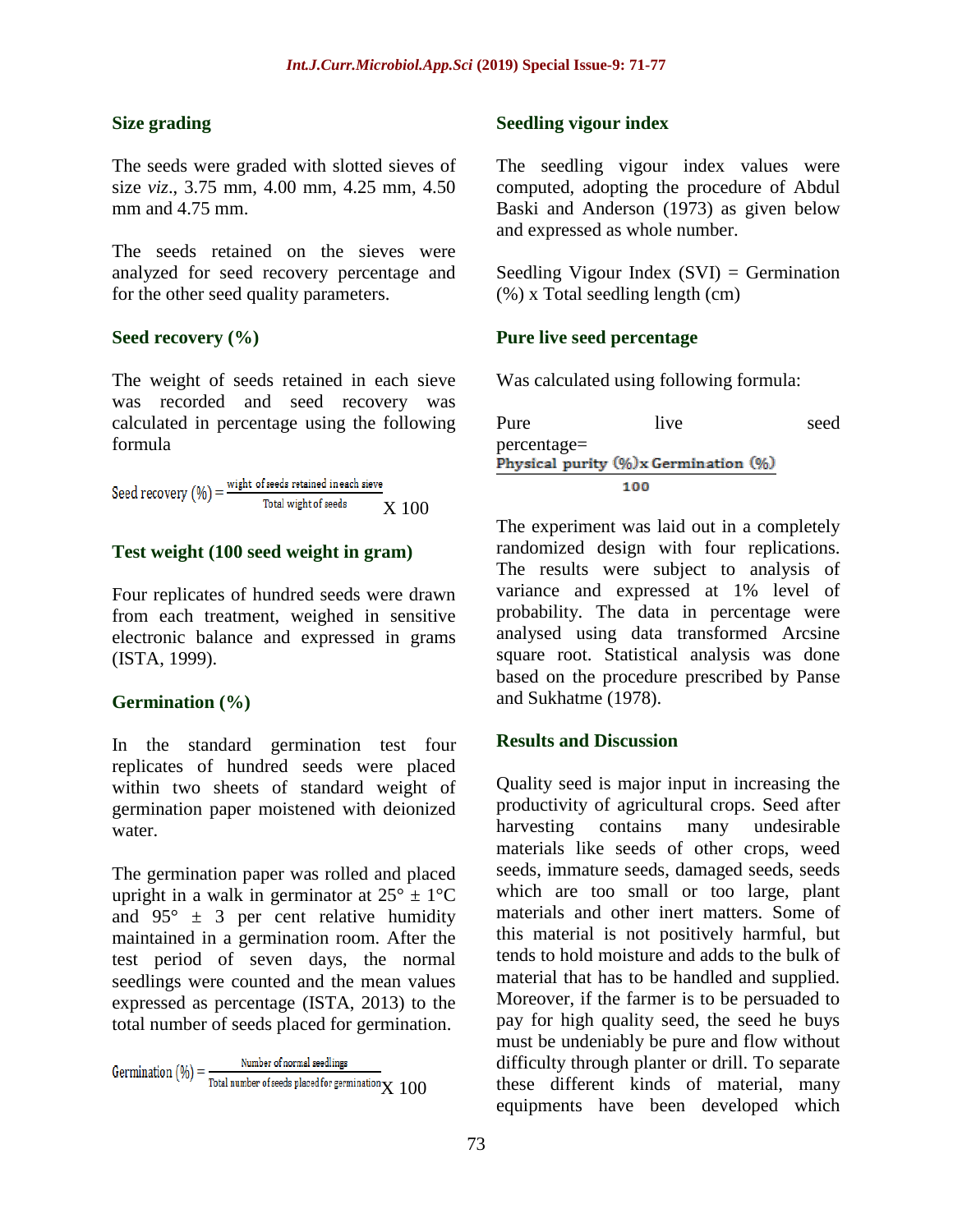### Size grading

The seeds were graded with slotted sieves of size *viz*., 3.75 mm, 4.00 mm, 4.25 mm, 4.50 mm and 4.75 mm.

The seeds retained on the sieves were analyzed for seed recovery percentage and for the other seed quality parameters.

### Seed recovery (%)

The weight of seeds retained in each sieve was recorded and seed recovery was calculated in percentage using the following formula

$$\text{Seed recovery (\%)} = \frac{\text{wight of seeds retained in each sieve}}{\text{Total wight of seeds}} \text{ X } 100$$

### Test weight (100 seed weight in gram)

Four replicates of hundred seeds were drawn from each treatment, weighed in sensitive electronic balance and expressed in grams (ISTA, 1999).

### Germination (%)

In the standard germination test four replicates of hundred seeds were placed within two sheets of standard weight of germination paper moistened with deionized water.

The germination paper was rolled and placed upright in a walk in germinator at 25° ± 1°C and 95° ± 3 per cent relative humidity maintained in a germination room. After the test period of seven days, the normal seedlings were counted and the mean values expressed as percentage (ISTA, 2013) to the total number of seeds placed for germination.

$$\text{Germination (\%)} = \frac{\text{Number of normal seedlings}}{\text{Total number of seeds placed for germination}} \text{ X } 100$$

### Seedling vigour index

The seedling vigour index values were computed, adopting the procedure of Abdul Baski and Anderson (1973) as given below and expressed as whole number.

Seedling Vigour Index (SVI) = Germination (%) x Total seedling length (cm)

### Pure live seed percentage

Was calculated using following formula:

$$\text{Pure live seed percentage} = \frac{\text{Physical purity (\%) x Germination (\%)}}{100}$$

The experiment was laid out in a completely randomized design with four replications. The results were subject to analysis of variance and expressed at 1% level of probability. The data in percentage were analysed using data transformed Arcsine square root. Statistical analysis was done based on the procedure prescribed by Panse and Sukhatme (1978).

## Results and Discussion

Quality seed is major input in increasing the productivity of agricultural crops. Seed after harvesting contains many undesirable materials like seeds of other crops, weed seeds, immature seeds, damaged seeds, seeds which are too small or too large, plant materials and other inert matters. Some of this material is not positively harmful, but tends to hold moisture and adds to the bulk of material that has to be handled and supplied. Moreover, if the farmer is to be persuaded to pay for high quality seed, the seed he buys must be undeniably be pure and flow without difficulty through planter or drill. To separate these different kinds of material, many equipments have been developed which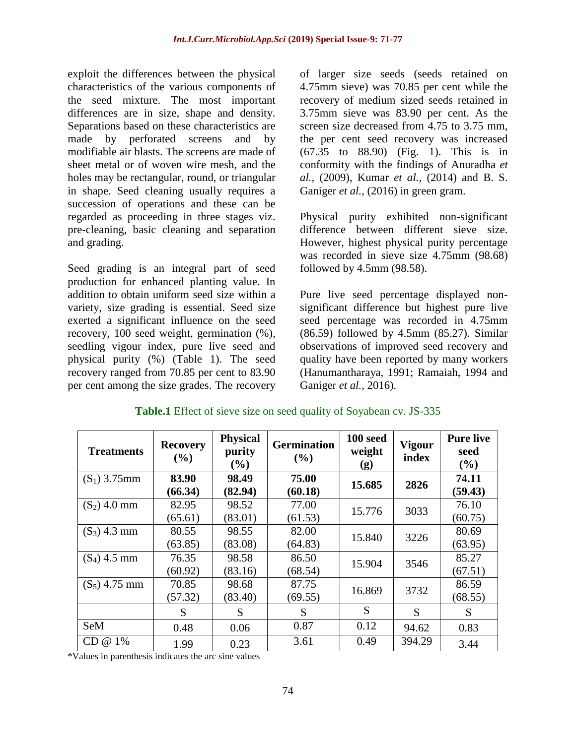exploit the differences between the physical characteristics of the various components of the seed mixture. The most important differences are in size, shape and density. Separations based on these characteristics are made by perforated screens and by modifiable air blasts. The screens are made of sheet metal or of woven wire mesh, and the holes may be rectangular, round, or triangular in shape. Seed cleaning usually requires a succession of operations and these can be regarded as proceeding in three stages viz. pre-cleaning, basic cleaning and separation and grading.

Seed grading is an integral part of seed production for enhanced planting value. In addition to obtain uniform seed size within a variety, size grading is essential. Seed size exerted a significant influence on the seed recovery, 100 seed weight, germination (%), seedling vigour index, pure live seed and physical purity (%) (Table 1). The seed recovery ranged from 70.85 per cent to 83.90 per cent among the size grades. The recovery of larger size seeds (seeds retained on 4.75mm sieve) was 70.85 per cent while the recovery of medium sized seeds retained in 3.75mm sieve was 83.90 per cent. As the screen size decreased from 4.75 to 3.75 mm, the per cent seed recovery was increased (67.35 to 88.90) (Fig. 1). This is in conformity with the findings of Anuradha *et al.,* (2009), Kumar *et al.,* (2014) and B. S. Ganiger *et al.,* (2016) in green gram.

Physical purity exhibited non-significant difference between different sieve size. However, highest physical purity percentage was recorded in sieve size 4.75mm (98.68) followed by 4.5mm (98.58).

Pure live seed percentage displayed non-significant difference but highest pure live seed percentage was recorded in 4.75mm (86.59) followed by 4.5mm (85.27). Similar observations of improved seed recovery and quality have been reported by many workers (Hanumantharaya, 1991; Ramaiah, 1994 and Ganiger *et al.,* 2016).

**Table.1** Effect of sieve size on seed quality of Soyabean cv. JS-335

| Treatments | Recovery (%) | Physical purity (%) | Germination (%) | 100 seed weight (g) | Vigour index | Pure live seed (%) |
|---|---|---|---|---|---|---|
| ($S_1$) 3.75mm | **83.90 (66.34)** | **98.49 (82.94)** | **75.00 (60.18)** | **15.685** | **2826** | **74.11 (59.43)** |
| ($S_2$) 4.0 mm | 82.95 (65.61) | 98.52 (83.01) | 77.00 (61.53) | 15.776 | 3033 | 76.10 (60.75) |
| ($S_3$) 4.3 mm | 80.55 (63.85) | 98.55 (83.08) | 82.00 (64.83) | 15.840 | 3226 | 80.69 (63.95) |
| ($S_4$) 4.5 mm | 76.35 (60.92) | 98.58 (83.16) | 86.50 (68.54) | 15.904 | 3546 | 85.27 (67.51) |
| ($S_5$) 4.75 mm | 70.85 (57.32) | 98.68 (83.40) | 87.75 (69.55) | 16.869 | 3732 | 86.59 (68.55) |
| | S | S | S | S | S | S |
| SeM | 0.48 | 0.06 | 0.87 | 0.12 | 94.62 | 0.83 |
| CD @ 1% | 1.99 | 0.23 | 3.61 | 0.49 | 394.29 | 3.44 |

*Values in parenthesis indicates the arc sine values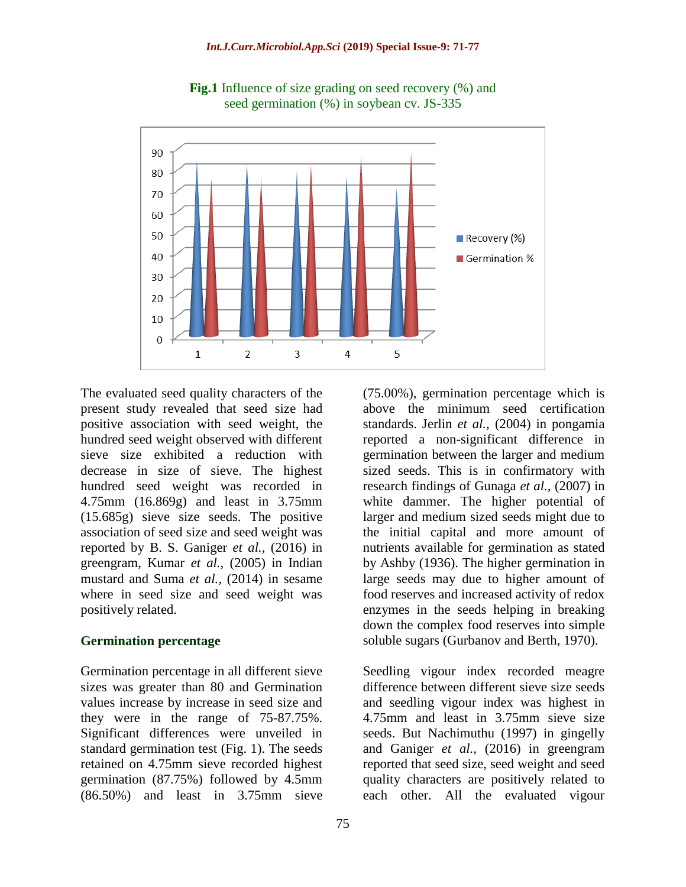**Fig.1** Influence of size grading on seed recovery (%) and seed germination (%) in soybean cv. JS-335

The evaluated seed quality characters of the present study revealed that seed size had positive association with seed weight, the hundred seed weight observed with different sieve size exhibited a reduction with decrease in size of sieve. The highest hundred seed weight was recorded in 4.75mm (16.869g) and least in 3.75mm (15.685g) sieve size seeds. The positive association of seed size and seed weight was reported by B. S. Ganiger *et al.,* (2016) in greengram, Kumar *et al.,* (2005) in Indian mustard and Suma *et al.,* (2014) in sesame where in seed size and seed weight was positively related.

## Germination percentage

Germination percentage in all different sieve sizes was greater than 80 and Germination values increase by increase in seed size and they were in the range of 75-87.75%. Significant differences were unveiled in standard germination test (Fig. 1). The seeds retained on 4.75mm sieve recorded highest germination (87.75%) followed by 4.5mm (86.50%) and least in 3.75mm sieve (75.00%), germination percentage which is above the minimum seed certification standards. Jerlin *et al.,* (2004) in pongamia reported a non-significant difference in germination between the larger and medium sized seeds. This is in confirmatory with research findings of Gunaga *et al.,* (2007) in white dammer. The higher potential of larger and medium sized seeds might due to the initial capital and more amount of nutrients available for germination as stated by Ashby (1936). The higher germination in large seeds may due to higher amount of food reserves and increased activity of redox enzymes in the seeds helping in breaking down the complex food reserves into simple soluble sugars (Gurbanov and Berth, 1970).

Seedling vigour index recorded meagre difference between different sieve size seeds and seedling vigour index was highest in 4.75mm and least in 3.75mm sieve size seeds. But Nachimuthu (1997) in gingelly and Ganiger *et al.,* (2016) in greengram reported that seed size, seed weight and seed quality characters are positively related to each other. All the evaluated vigour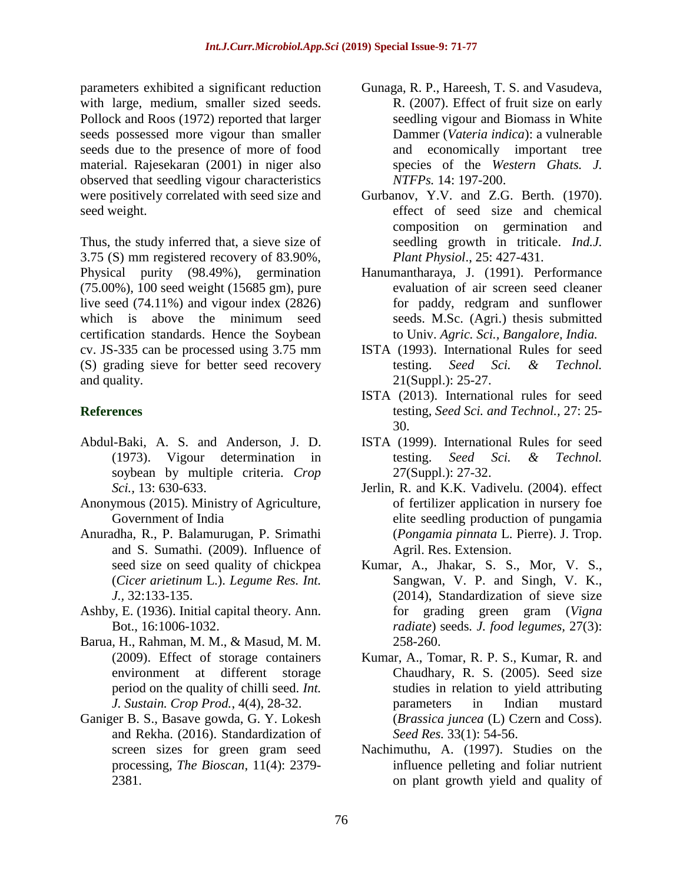parameters exhibited a significant reduction with large, medium, smaller sized seeds. Pollock and Roos (1972) reported that larger seeds possessed more vigour than smaller seeds due to the presence of more of food material. Rajesekaran (2001) in niger also observed that seedling vigour characteristics were positively correlated with seed size and seed weight.

Thus, the study inferred that, a sieve size of 3.75 (S) mm registered recovery of 83.90%, Physical purity (98.49%), germination (75.00%), 100 seed weight (15685 gm), pure live seed (74.11%) and vigour index (2826) which is above the minimum seed certification standards. Hence the Soybean cv. JS-335 can be processed using 3.75 mm (S) grading sieve for better seed recovery and quality.

## References

Abdul-Baki, A. S. and Anderson, J. D. (1973). Vigour determination in soybean by multiple criteria. *Crop Sci.*, 13: 630-633.

Anonymous (2015). Ministry of Agriculture, Government of India

Anuradha, R., P. Balamurugan, P. Srimathi and S. Sumathi. (2009). Influence of seed size on seed quality of chickpea (*Cicer arietinum* L.). *Legume Res. Int. J.*, 32:133-135.

Ashby, E. (1936). Initial capital theory. Ann. Bot., 16:1006-1032.

Barua, H., Rahman, M. M., & Masud, M. M. (2009). Effect of storage containers environment at different storage period on the quality of chilli seed. *Int. J. Sustain. Crop Prod.*, 4(4), 28-32.

Ganiger B. S., Basave gowda, G. Y. Lokesh and Rekha. (2016). Standardization of screen sizes for green gram seed processing, *The Bioscan*, 11(4): 2379-2381.

Gunaga, R. P., Hareesh, T. S. and Vasudeva, R. (2007). Effect of fruit size on early seedling vigour and Biomass in White Dammer (*Vateria indica*): a vulnerable and economically important tree species of the *Western Ghats. J. NTFPs.* 14: 197-200.

Gurbanov, Y.V. and Z.G. Berth. (1970). effect of seed size and chemical composition on germination and seedling growth in triticale. *Ind.J. Plant Physiol*., 25: 427-431.

Hanumantharaya, J. (1991). Performance evaluation of air screen seed cleaner for paddy, redgram and sunflower seeds. M.Sc. (Agri.) thesis submitted to Univ. *Agric. Sci., Bangalore, India.*

ISTA (1993). International Rules for seed testing. *Seed Sci. & Technol.* 21(Suppl.): 25-27.

ISTA (2013). International rules for seed testing, *Seed Sci. and Technol.,* 27: 25-30.

ISTA (1999). International Rules for seed testing. *Seed Sci. & Technol.* 27(Suppl.): 27-32.

Jerlin, R. and K.K. Vadivelu. (2004). effect of fertilizer application in nursery foe elite seedling production of pungamia (*Pongamia pinnata* L. Pierre). J. Trop. Agril. Res. Extension.

Kumar, A., Jhakar, S. S., Mor, V. S., Sangwan, V. P. and Singh, V. K., (2014), Standardization of sieve size for grading green gram (*Vigna radiate*) seeds*. J. food legumes*, 27(3): 258-260.

Kumar, A., Tomar, R. P. S., Kumar, R. and Chaudhary, R. S. (2005). Seed size studies in relation to yield attributing parameters in Indian mustard (*Brassica juncea* (L) Czern and Coss). *Seed Res.* 33(1): 54-56.

Nachimuthu, A. (1997). Studies on the influence pelleting and foliar nutrient on plant growth yield and quality of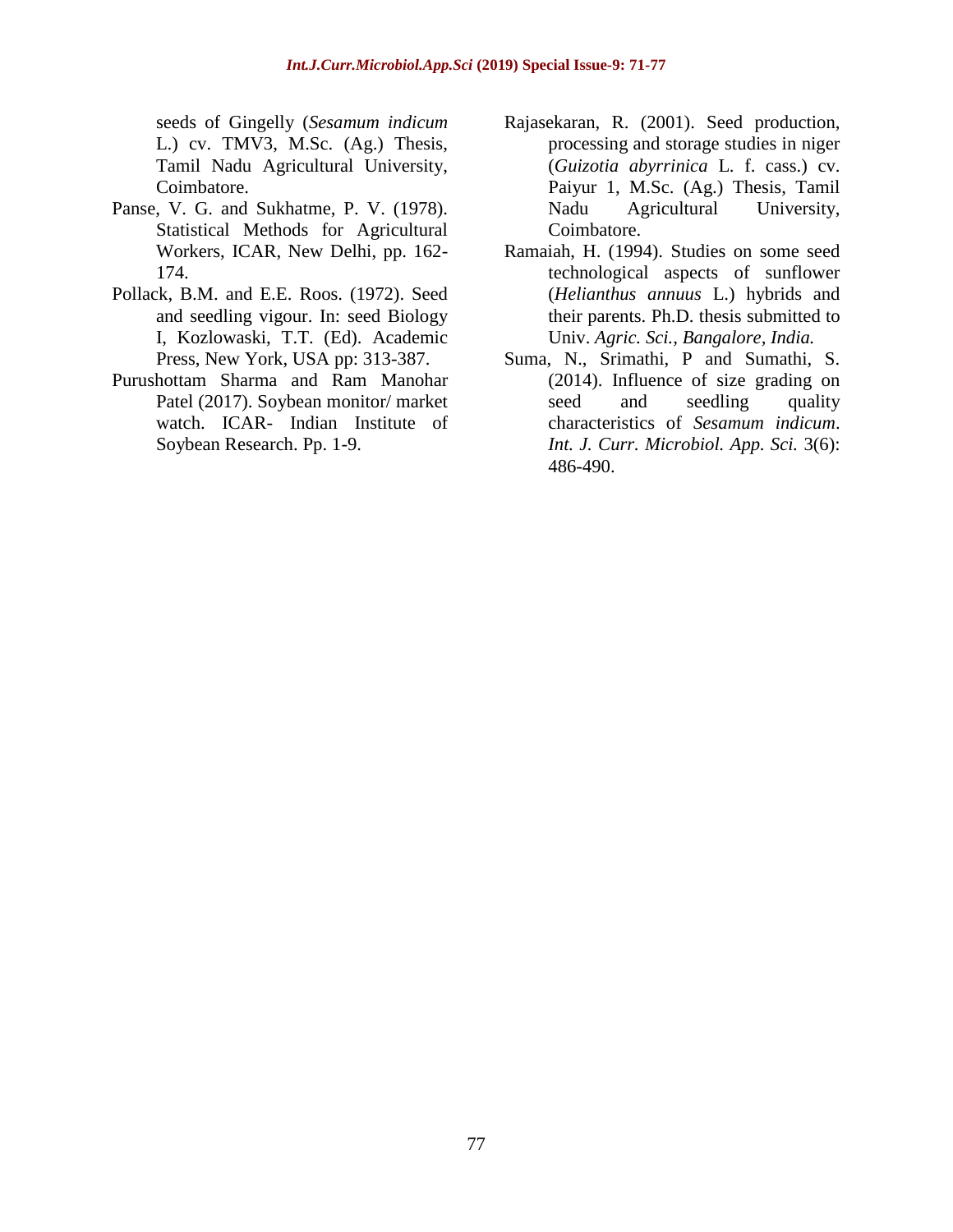seeds of Gingelly (*Sesamum indicum* L.) cv. TMV3, M.Sc. (Ag.) Thesis, Tamil Nadu Agricultural University, Coimbatore.

Panse, V. G. and Sukhatme, P. V. (1978). Statistical Methods for Agricultural Workers, ICAR, New Delhi, pp. 162-174.

Pollack, B.M. and E.E. Roos. (1972). Seed and seedling vigour. In: seed Biology I, Kozlowaski, T.T. (Ed). Academic Press, New York, USA pp: 313-387.

Purushottam Sharma and Ram Manohar Patel (2017). Soybean monitor/ market watch. ICAR- Indian Institute of Soybean Research. Pp. 1-9.

Rajasekaran, R. (2001). Seed production, processing and storage studies in niger (*Guizotia abyrrinica* L. f. cass.) cv. Paiyur 1, M.Sc. (Ag.) Thesis, Tamil Nadu Agricultural University, Coimbatore.

Ramaiah, H. (1994). Studies on some seed technological aspects of sunflower (*Helianthus annuus* L.) hybrids and their parents. Ph.D. thesis submitted to Univ. *Agric. Sci., Bangalore, India.*

Suma, N., Srimathi, P and Sumathi, S. (2014). Influence of size grading on seed and seedling quality characteristics of *Sesamum indicum*. *Int. J. Curr. Microbiol. App. Sci.* 3(6): 486-490.